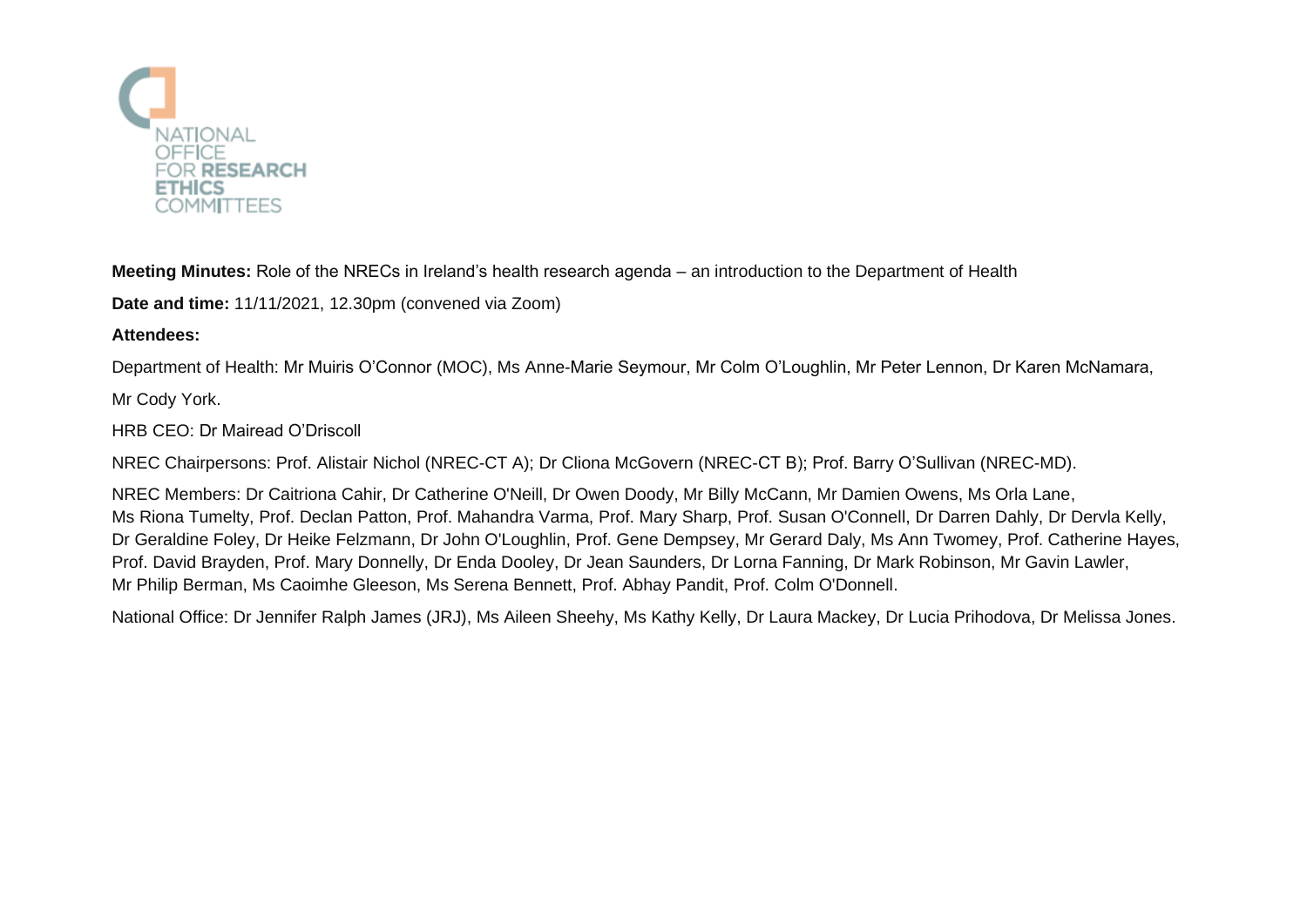NATIONAL OFFICE FOR RESEARCH ETHICS COMMITTEES

**Meeting Minutes:** Role of the NRECs in Ireland's health research agenda – an introduction to the Department of Health

**Date and time:** 11/11/2021, 12.30pm (convened via Zoom)

**Attendees:**

Department of Health: Mr Muiris O'Connor (MOC), Ms Anne-Marie Seymour, Mr Colm O'Loughlin, Mr Peter Lennon, Dr Karen McNamara, Mr Cody York.

HRB CEO: Dr Mairead O'Driscoll

NREC Chairpersons: Prof. Alistair Nichol (NREC-CT A); Dr Cliona McGovern (NREC-CT B); Prof. Barry O'Sullivan (NREC-MD).

NREC Members: Dr Caitriona Cahir, Dr Catherine O'Neill, Dr Owen Doody, Mr Billy McCann, Mr Damien Owens, Ms Orla Lane, Ms Riona Tumelty, Prof. Declan Patton, Prof. Mahandra Varma, Prof. Mary Sharp, Prof. Susan O'Connell, Dr Darren Dahly, Dr Dervla Kelly, Dr Geraldine Foley, Dr Heike Felzmann, Dr John O'Loughlin, Prof. Gene Dempsey, Mr Gerard Daly, Ms Ann Twomey, Prof. Catherine Hayes, Prof. David Brayden, Prof. Mary Donnelly, Dr Enda Dooley, Dr Jean Saunders, Dr Lorna Fanning, Dr Mark Robinson, Mr Gavin Lawler, Mr Philip Berman, Ms Caoimhe Gleeson, Ms Serena Bennett, Prof. Abhay Pandit, Prof. Colm O'Donnell.

National Office: Dr Jennifer Ralph James (JRJ), Ms Aileen Sheehy, Ms Kathy Kelly, Dr Laura Mackey, Dr Lucia Prihodova, Dr Melissa Jones.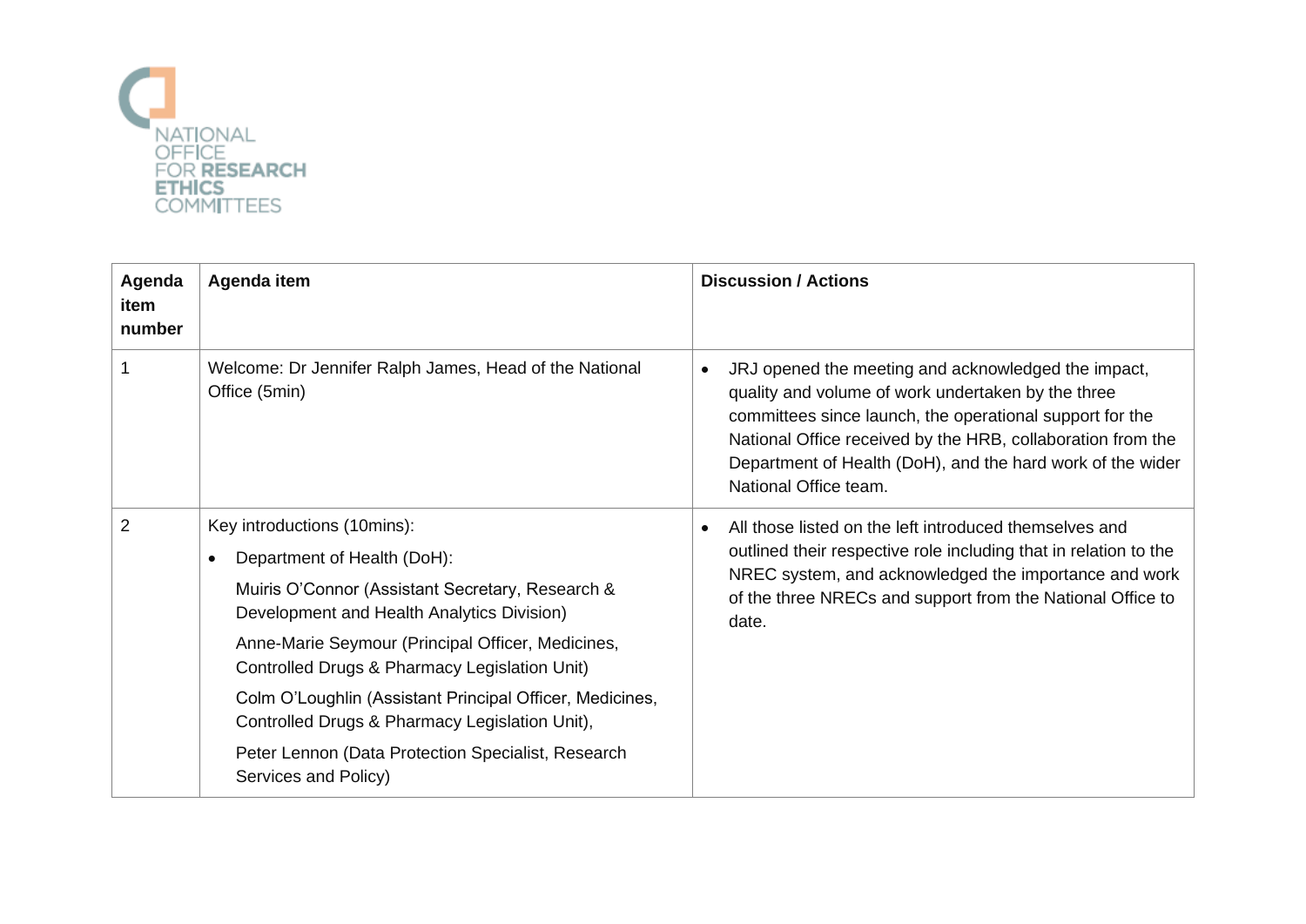| Agenda item number | Agenda item | Discussion / Actions |
|---|---|---|
| 1 | Welcome: Dr Jennifer Ralph James, Head of the National Office (5min) | • JRJ opened the meeting and acknowledged the impact, quality and volume of work undertaken by the three committees since launch, the operational support for the National Office received by the HRB, collaboration from the Department of Health (DoH), and the hard work of the wider National Office team. |
| 2 | Key introductions (10mins):<br>• Department of Health (DoH):<br>Muiris O'Connor (Assistant Secretary, Research & Development and Health Analytics Division)<br>Anne-Marie Seymour (Principal Officer, Medicines, Controlled Drugs & Pharmacy Legislation Unit)<br>Colm O'Loughlin (Assistant Principal Officer, Medicines, Controlled Drugs & Pharmacy Legislation Unit),<br>Peter Lennon (Data Protection Specialist, Research Services and Policy) | • All those listed on the left introduced themselves and outlined their respective role including that in relation to the NREC system, and acknowledged the importance and work of the three NRECs and support from the National Office to date. |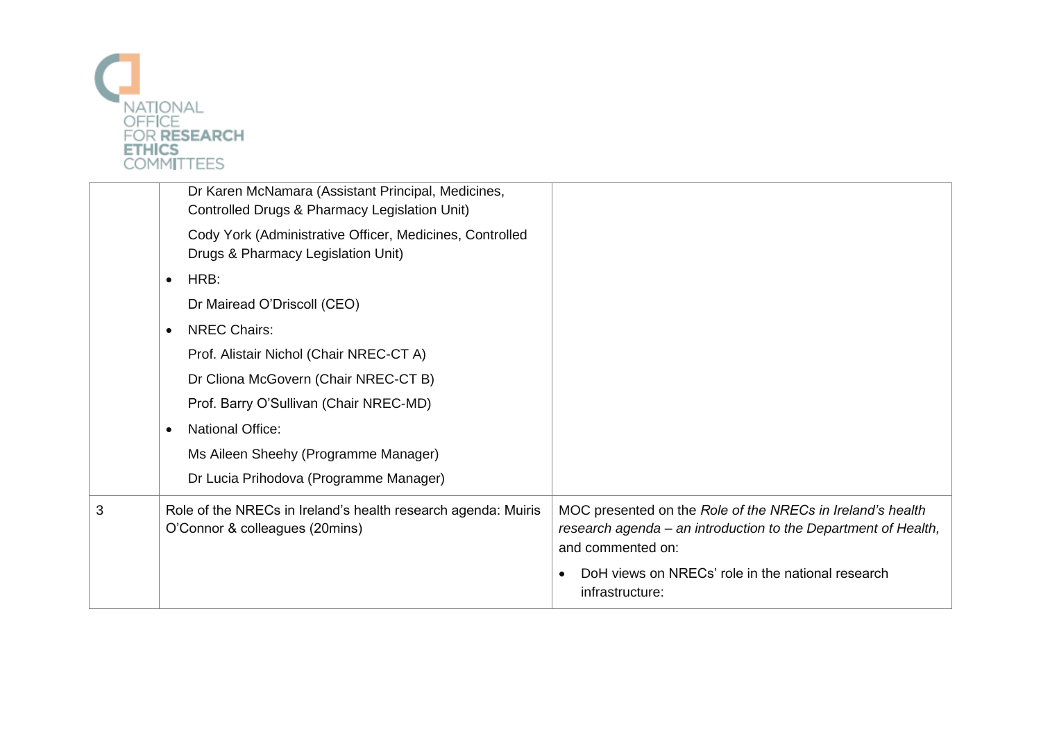| | | |
|---|---|---|
| | Dr Karen McNamara (Assistant Principal, Medicines, Controlled Drugs & Pharmacy Legislation Unit)<br><br>Cody York (Administrative Officer, Medicines, Controlled Drugs & Pharmacy Legislation Unit)<br><br>• HRB:<br><br>Dr Mairead O'Driscoll (CEO)<br><br>• NREC Chairs:<br><br>Prof. Alistair Nichol (Chair NREC-CT A)<br><br>Dr Cliona McGovern (Chair NREC-CT B)<br><br>Prof. Barry O'Sullivan (Chair NREC-MD)<br><br>• National Office:<br><br>Ms Aileen Sheehy (Programme Manager)<br><br>Dr Lucia Prihodova (Programme Manager) | |
| 3 | Role of the NRECs in Ireland's health research agenda: Muiris O'Connor & colleagues (20mins) | MOC presented on the *Role of the NRECs in Ireland's health research agenda – an introduction to the Department of Health,* and commented on:<br><br>• DoH views on NRECs' role in the national research infrastructure: |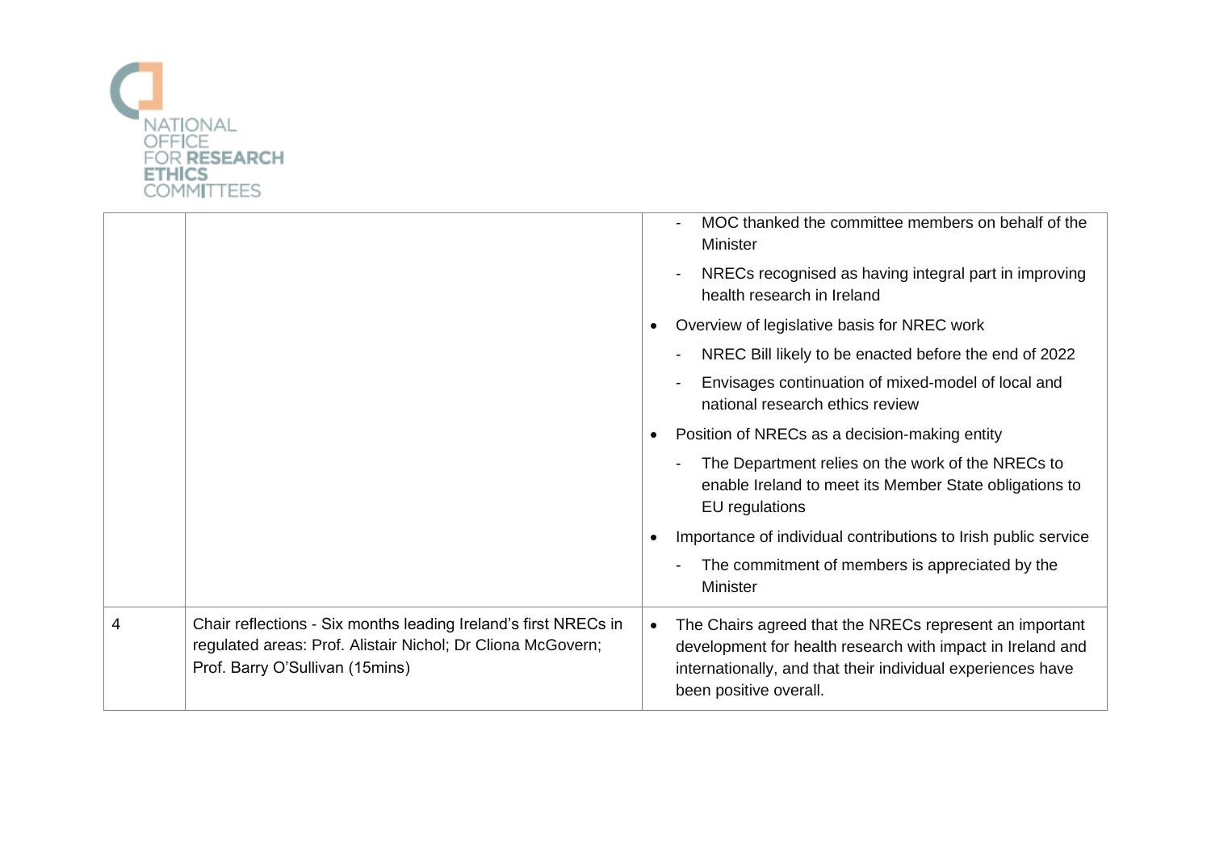| | | |
|---|---|---|
| | | - MOC thanked the committee members on behalf of the Minister<br>- NRECs recognised as having integral part in improving health research in Ireland<br>• Overview of legislative basis for NREC work<br>- NREC Bill likely to be enacted before the end of 2022<br>- Envisages continuation of mixed-model of local and national research ethics review<br>• Position of NRECs as a decision-making entity<br>- The Department relies on the work of the NRECs to enable Ireland to meet its Member State obligations to EU regulations<br>• Importance of individual contributions to Irish public service<br>- The commitment of members is appreciated by the Minister |
| 4 | Chair reflections - Six months leading Ireland's first NRECs in regulated areas: Prof. Alistair Nichol; Dr Cliona McGovern; Prof. Barry O'Sullivan (15mins) | • The Chairs agreed that the NRECs represent an important development for health research with impact in Ireland and internationally, and that their individual experiences have been positive overall. |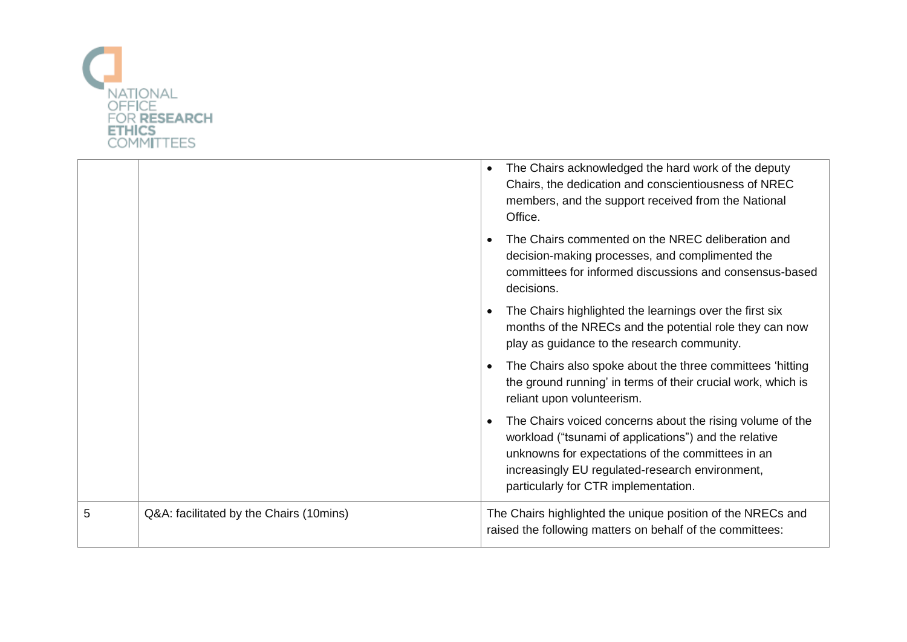| | | |
|---|---|---|
| | | • The Chairs acknowledged the hard work of the deputy Chairs, the dedication and conscientiousness of NREC members, and the support received from the National Office.<br><br>• The Chairs commented on the NREC deliberation and decision-making processes, and complimented the committees for informed discussions and consensus-based decisions.<br><br>• The Chairs highlighted the learnings over the first six months of the NRECs and the potential role they can now play as guidance to the research community.<br><br>• The Chairs also spoke about the three committees 'hitting the ground running' in terms of their crucial work, which is reliant upon volunteerism.<br><br>• The Chairs voiced concerns about the rising volume of the workload ("tsunami of applications") and the relative unknowns for expectations of the committees in an increasingly EU regulated-research environment, particularly for CTR implementation. |
| 5 | Q&A: facilitated by the Chairs (10mins) | The Chairs highlighted the unique position of the NRECs and raised the following matters on behalf of the committees: |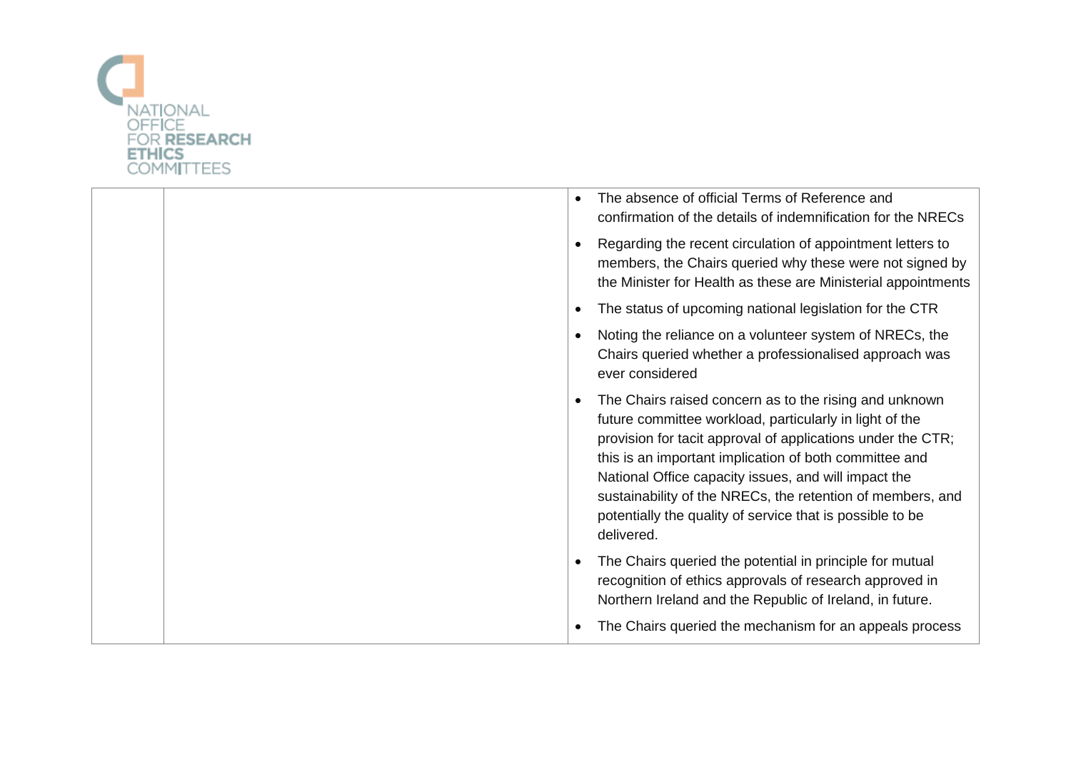| | | |
|---|---|---|
| | | • The absence of official Terms of Reference and confirmation of the details of indemnification for the NRECs<br>• Regarding the recent circulation of appointment letters to members, the Chairs queried why these were not signed by the Minister for Health as these are Ministerial appointments<br>• The status of upcoming national legislation for the CTR<br>• Noting the reliance on a volunteer system of NRECs, the Chairs queried whether a professionalised approach was ever considered<br>• The Chairs raised concern as to the rising and unknown future committee workload, particularly in light of the provision for tacit approval of applications under the CTR; this is an important implication of both committee and National Office capacity issues, and will impact the sustainability of the NRECs, the retention of members, and potentially the quality of service that is possible to be delivered.<br>• The Chairs queried the potential in principle for mutual recognition of ethics approvals of research approved in Northern Ireland and the Republic of Ireland, in future.<br>• The Chairs queried the mechanism for an appeals process |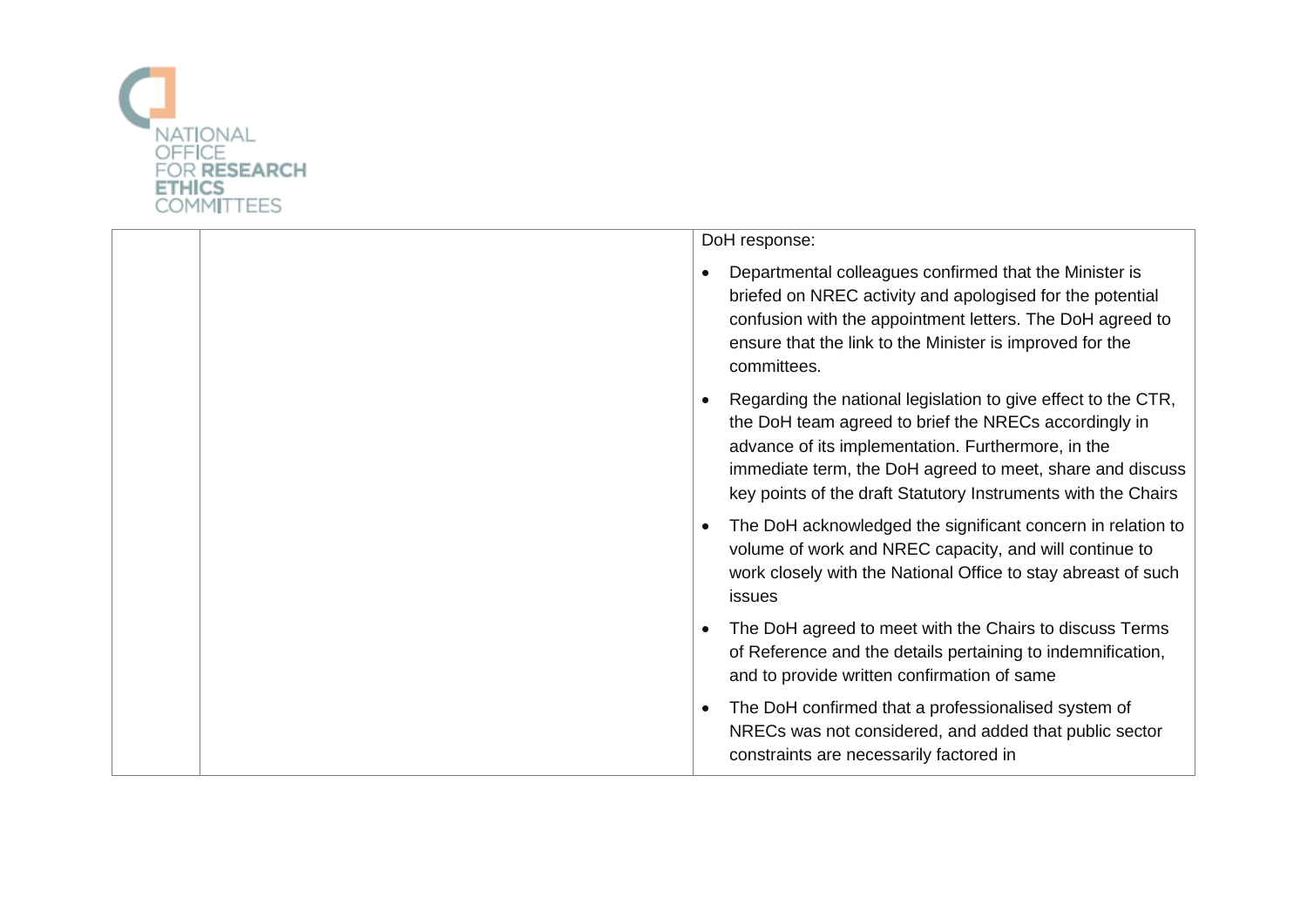| | | DoH response:<br><br>• Departmental colleagues confirmed that the Minister is briefed on NREC activity and apologised for the potential confusion with the appointment letters. The DoH agreed to ensure that the link to the Minister is improved for the committees.<br><br>• Regarding the national legislation to give effect to the CTR, the DoH team agreed to brief the NRECs accordingly in advance of its implementation. Furthermore, in the immediate term, the DoH agreed to meet, share and discuss key points of the draft Statutory Instruments with the Chairs<br><br>• The DoH acknowledged the significant concern in relation to volume of work and NREC capacity, and will continue to work closely with the National Office to stay abreast of such issues<br><br>• The DoH agreed to meet with the Chairs to discuss Terms of Reference and the details pertaining to indemnification, and to provide written confirmation of same<br><br>• The DoH confirmed that a professionalised system of NRECs was not considered, and added that public sector constraints are necessarily factored in |
|---|---|---|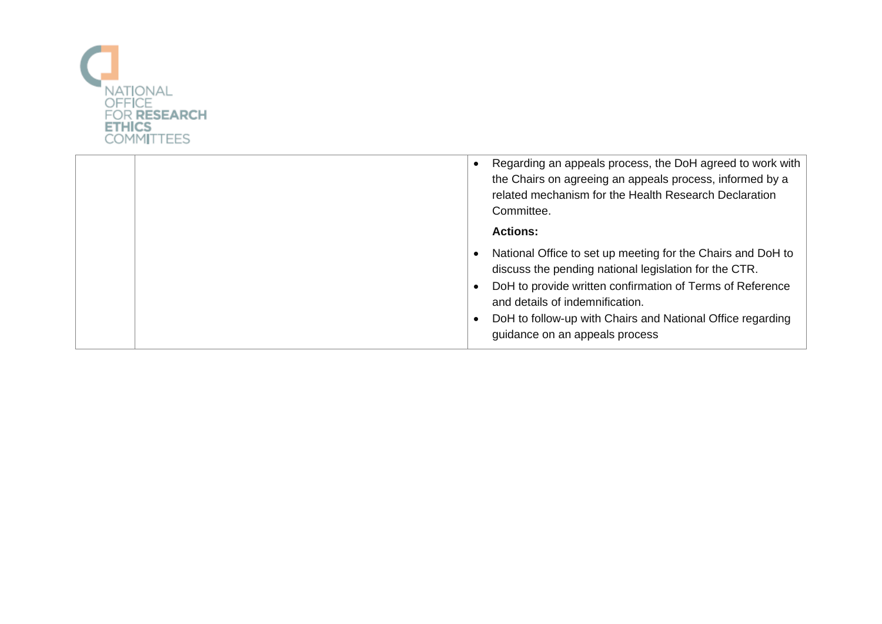| | | |
|---|---|---|
| | | • Regarding an appeals process, the DoH agreed to work with the Chairs on agreeing an appeals process, informed by a related mechanism for the Health Research Declaration Committee.<br><br>**Actions:**<br><br>• National Office to set up meeting for the Chairs and DoH to discuss the pending national legislation for the CTR.<br>• DoH to provide written confirmation of Terms of Reference and details of indemnification.<br>• DoH to follow-up with Chairs and National Office regarding guidance on an appeals process |